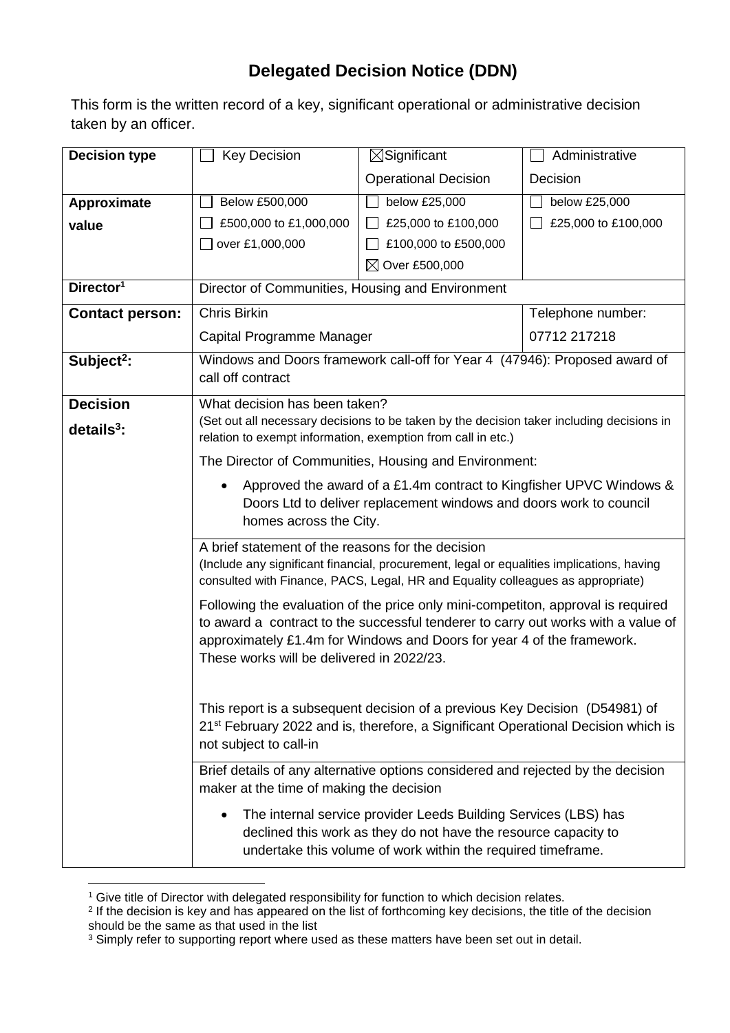# Delegated Decision Notice (DDN)

This form is the written record of a key, significant operational or administrative decision taken by an officer.

| **Decision type** | ☐ Key Decision | ☒ Significant Operational Decision | ☐ Administrative Decision |
|---|---|---|---|
| **Approximate value** | ☐ Below £500,000<br>☐ £500,000 to £1,000,000<br>☐ over £1,000,000 | ☐ below £25,000<br>☐ £25,000 to £100,000<br>☐ £100,000 to £500,000<br>☒ Over £500,000 | ☐ below £25,000<br>☐ £25,000 to £100,000 |
| **Director[1]** | Director of Communities, Housing and Environment | | |
| **Contact person:** | Chris Birkin<br>Capital Programme Manager | | Telephone number:<br>07712 217218 |
| **Subject[2]:** | Windows and Doors framework call-off for Year 4 (47946): Proposed award of call off contract | | |
| **Decision details[3]:** | What decision has been taken?<br>(Set out all necessary decisions to be taken by the decision taker including decisions in relation to exempt information, exemption from call in etc.)<br><br>The Director of Communities, Housing and Environment:<br><br>• Approved the award of a £1.4m contract to Kingfisher UPVC Windows & Doors Ltd to deliver replacement windows and doors work to council homes across the City. | | |
| | A brief statement of the reasons for the decision<br>(Include any significant financial, procurement, legal or equalities implications, having consulted with Finance, PACS, Legal, HR and Equality colleagues as appropriate)<br><br>Following the evaluation of the price only mini-competiton, approval is required to award a contract to the successful tenderer to carry out works with a value of approximately £1.4m for Windows and Doors for year 4 of the framework. These works will be delivered in 2022/23.<br><br>This report is a subsequent decision of a previous Key Decision (D54981) of 21st February 2022 and is, therefore, a Significant Operational Decision which is not subject to call-in | | |
| | Brief details of any alternative options considered and rejected by the decision maker at the time of making the decision<br><br>• The internal service provider Leeds Building Services (LBS) has declined this work as they do not have the resource capacity to undertake this volume of work within the required timeframe. | | |

[1] Give title of Director with delegated responsibility for function to which decision relates.

[2] If the decision is key and has appeared on the list of forthcoming key decisions, the title of the decision should be the same as that used in the list

[3] Simply refer to supporting report where used as these matters have been set out in detail.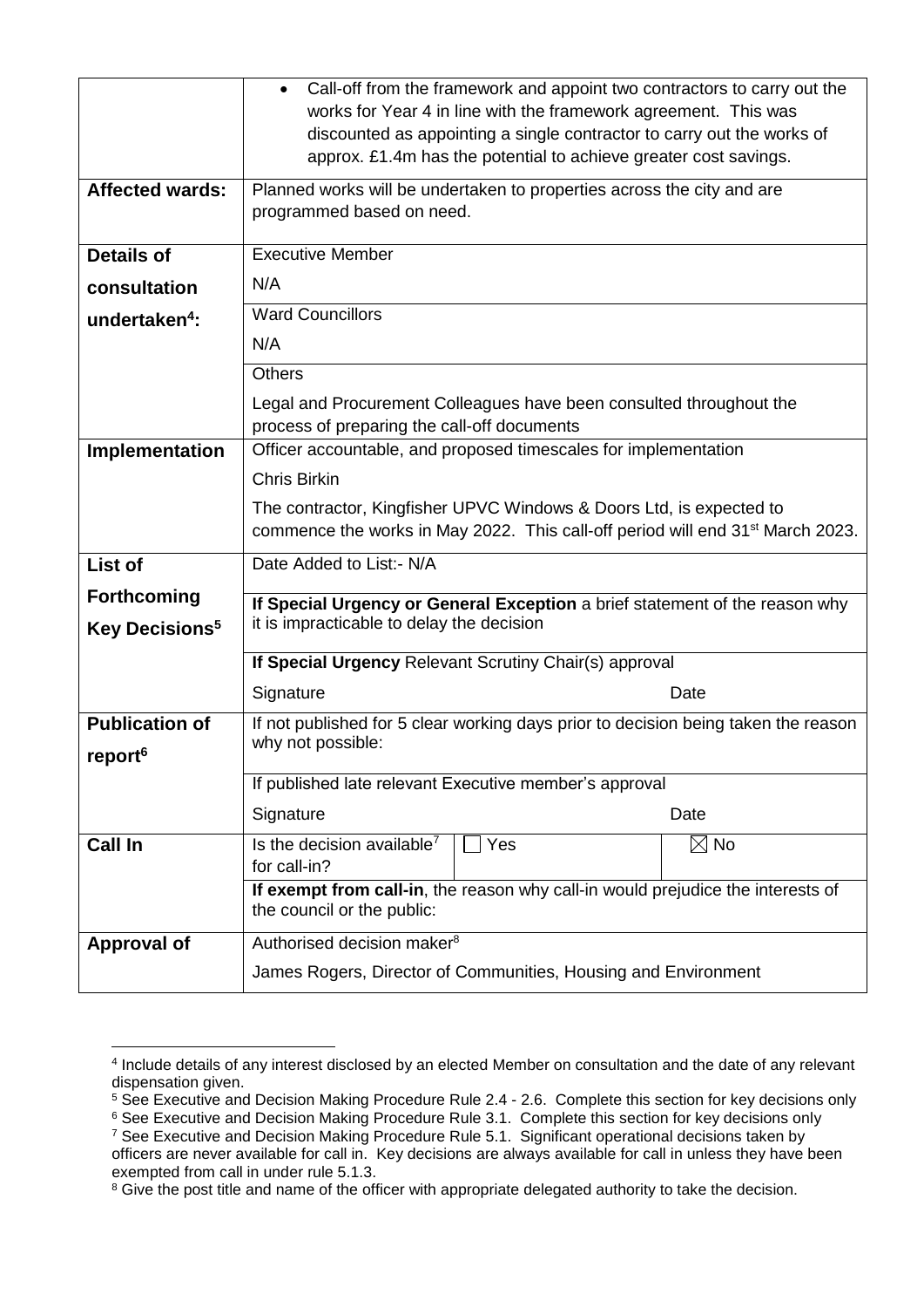| | |
|---|---|
| | • Call-off from the framework and appoint two contractors to carry out the works for Year 4 in line with the framework agreement. This was discounted as appointing a single contractor to carry out the works of approx. £1.4m has the potential to achieve greater cost savings. |
| **Affected wards:** | Planned works will be undertaken to properties across the city and are programmed based on need. |
| **Details of consultation undertaken[4]:** | Executive Member<br>N/A<br>Ward Councillors<br>N/A<br>Others<br>Legal and Procurement Colleagues have been consulted throughout the process of preparing the call-off documents |
| **Implementation** | Officer accountable, and proposed timescales for implementation<br>Chris Birkin<br>The contractor, Kingfisher UPVC Windows & Doors Ltd, is expected to commence the works in May 2022. This call-off period will end 31st March 2023. |
| **List of Forthcoming Key Decisions[5]** | Date Added to List:- N/A<br>**If Special Urgency or General Exception** a brief statement of the reason why it is impracticable to delay the decision<br>**If Special Urgency** Relevant Scrutiny Chair(s) approval<br>Signature Date |
| **Publication of report[6]** | If not published for 5 clear working days prior to decision being taken the reason why not possible:<br>If published late relevant Executive member's approval<br>Signature Date |
| **Call In** | Is the decision available[7] for call-in? ☐ Yes ☒ No<br>**If exempt from call-in**, the reason why call-in would prejudice the interests of the council or the public: |
| **Approval of** | Authorised decision maker[8]<br>James Rogers, Director of Communities, Housing and Environment |

[4] Include details of any interest disclosed by an elected Member on consultation and the date of any relevant dispensation given.

[5] See Executive and Decision Making Procedure Rule 2.4 - 2.6. Complete this section for key decisions only

[6] See Executive and Decision Making Procedure Rule 3.1. Complete this section for key decisions only

[7] See Executive and Decision Making Procedure Rule 5.1. Significant operational decisions taken by officers are never available for call in. Key decisions are always available for call in unless they have been exempted from call in under rule 5.1.3.

[8] Give the post title and name of the officer with appropriate delegated authority to take the decision.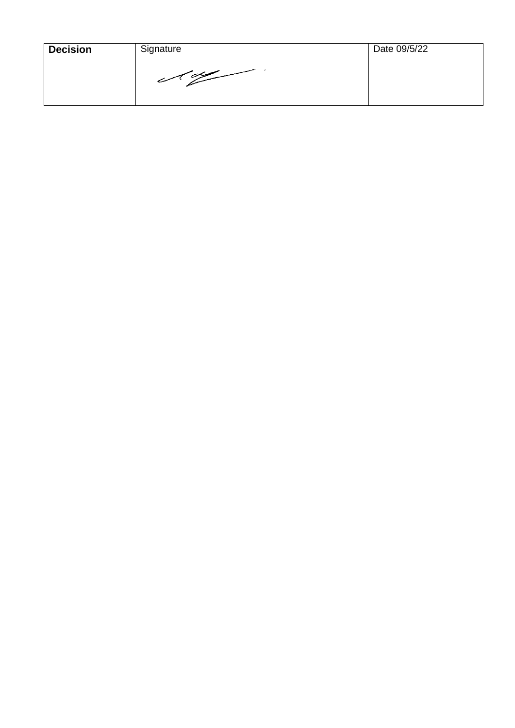| | | |
|---|---|---|
| **Decision** | Signature | Date 09/5/22 |